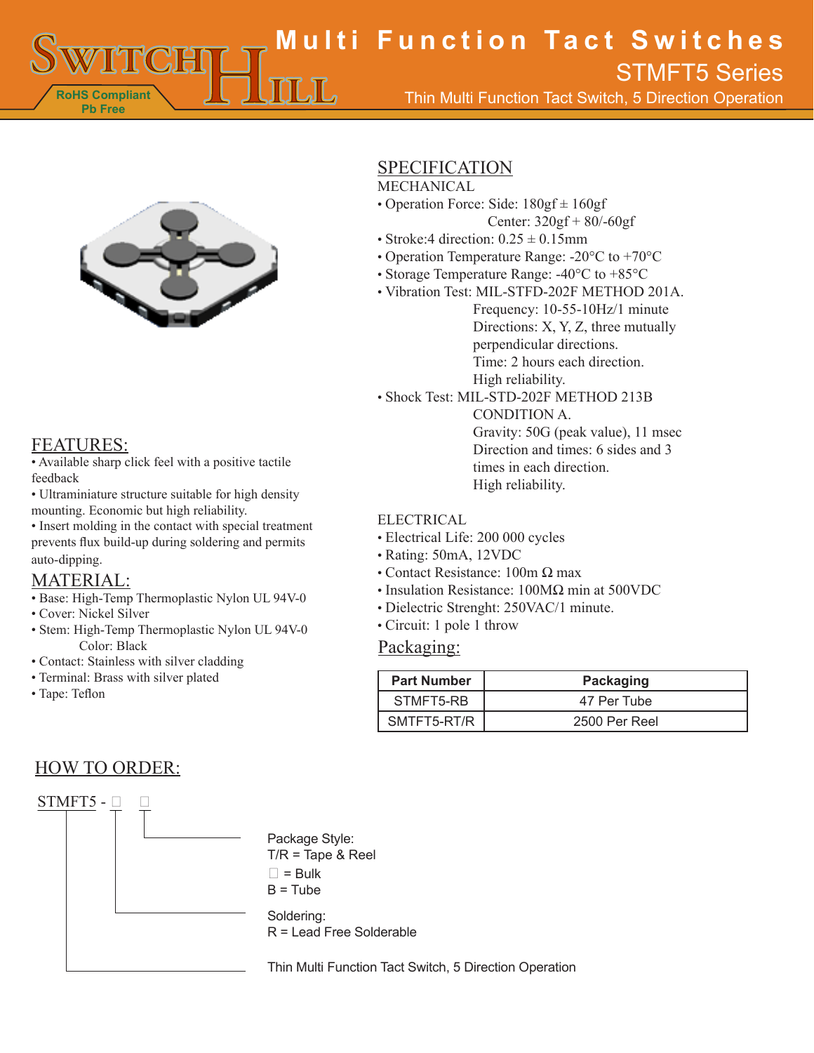# Multi Function Tact Switches

## STMFT5 Series

Thin Multi Function Tact Switch, 5 Direction Operation

RoHS Compliant
Pb Free

## FEATURES:

- Available sharp click feel with a positive tactile feedback
- Ultraminiature structure suitable for high density mounting. Economic but high reliability.
- Insert molding in the contact with special treatment prevents flux build-up during soldering and permits auto-dipping.

## MATERIAL:

- Base: High-Temp Thermoplastic Nylon UL 94V-0
- Cover: Nickel Silver
- Stem: High-Temp Thermoplastic Nylon UL 94V-0
  Color: Black
- Contact: Stainless with silver cladding
- Terminal: Brass with silver plated
- Tape: Teflon

## SPECIFICATION

MECHANICAL

- Operation Force: Side: 180gf ± 160gf
  Center: 320gf + 80/-60gf
- Stroke:4 direction: 0.25 ± 0.15mm
- Operation Temperature Range: -20°C to +70°C
- Storage Temperature Range: -40°C to +85°C
- Vibration Test: MIL-STFD-202F METHOD 201A.
  Frequency: 10-55-10Hz/1 minute
  Directions: X, Y, Z, three mutually perpendicular directions.
  Time: 2 hours each direction.
  High reliability.
- Shock Test: MIL-STD-202F METHOD 213B
  CONDITION A.
  Gravity: 50G (peak value), 11 msec
  Direction and times: 6 sides and 3 times in each direction.
  High reliability.

ELECTRICAL

- Electrical Life: 200 000 cycles
- Rating: 50mA, 12VDC
- Contact Resistance: 100m Ω max
- Insulation Resistance: 100MΩ min at 500VDC
- Dielectric Strenght: 250VAC/1 minute.
- Circuit: 1 pole 1 throw

## Packaging:

| Part Number | Packaging |
|---|---|
| STMFT5-RB | 47 Per Tube |
| SMTFT5-RT/R | 2500 Per Reel |

## HOW TO ORDER:

STMFT5 - □ □

Package Style:
T/R = Tape & Reel
□ = Bulk
B = Tube

Soldering:
R = Lead Free Solderable

Thin Multi Function Tact Switch, 5 Direction Operation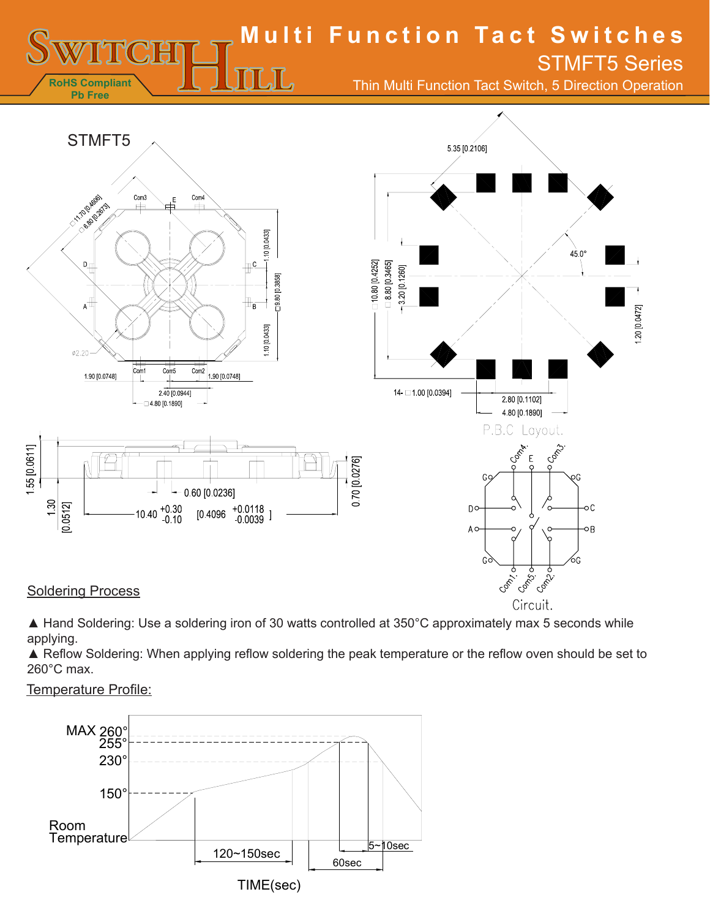# Multi Function Tact Switches

## STMFT5 Series

Thin Multi Function Tact Switch, 5 Direction Operation

RoHS Compliant
Pb Free

STMFT5

□11.70 [0.4606]
□6.80 [0.2673]
Com3
E
Com4
D
C
A
B
1.10 [0.0433]
□9.80 [0.3858]
1.10 [0.0433]
ø2.20
Com1
Com5
Com2
1.90 [0.0748]
1.90 [0.0748]
2.40 [0.0944]
□4.80 [0.1890]

5.35 [0.2106]
45.0°
□10.80 [0.4252]
□8.80 [0.3465]
3.20 [0.1260]
1.20 [0.0472]
14- □1.00 [0.0394]
2.80 [0.1102]
4.80 [0.1890]
P.B.C Layout.

1.55 [0.0611]
1.30 [0.0512]
0.60 [0.0236]
10.40 +0.30 -0.10 [0.4096 +0.0118 -0.0039 ]
0.70 [0.0276]

Com4. E Com3.
G G
D C
A B
G G
Com1. Com5. Com2.
Circuit.

## Soldering Process

▲ Hand Soldering: Use a soldering iron of 30 watts controlled at 350°C approximately max 5 seconds while applying.

▲ Reflow Soldering: When applying reflow soldering the peak temperature or the reflow oven should be set to 260°C max.

## Temperature Profile:

MAX 260°
255°
230°
150°
Room Temperature
120~150sec
60sec
5~10sec
TIME(sec)